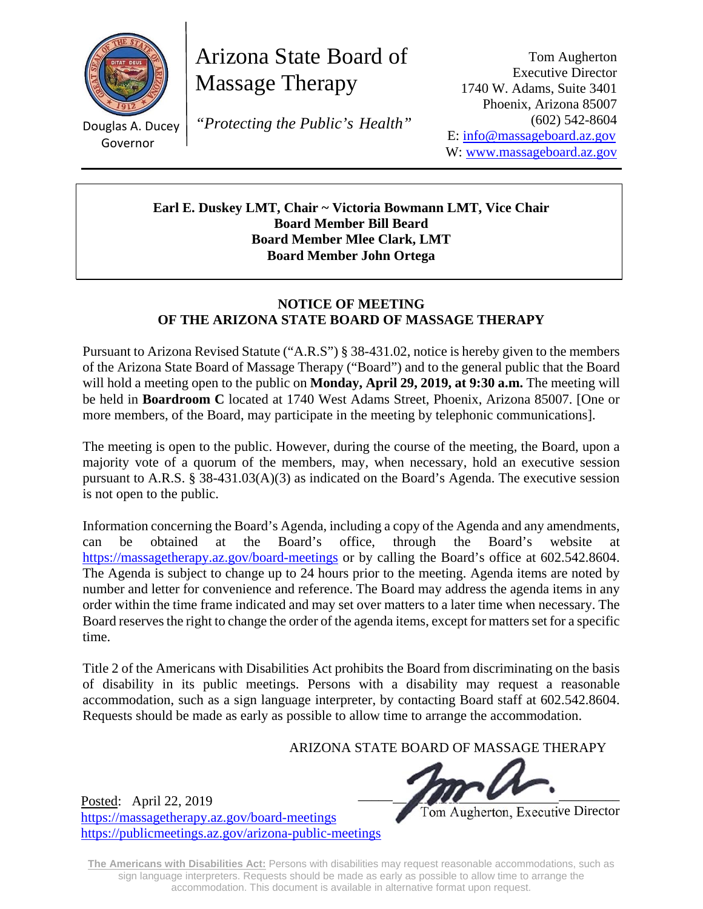Douglas A. Ducey
Governor

# Arizona State Board of Massage Therapy

*"Protecting the Public's Health"*

Tom Augherton
Executive Director
1740 W. Adams, Suite 3401
Phoenix, Arizona 85007
(602) 542-8604
E: info@massageboard.az.gov
W: www.massageboard.az.gov

**Earl E. Duskey LMT, Chair ~ Victoria Bowmann LMT, Vice Chair**
**Board Member Bill Beard**
**Board Member Mlee Clark, LMT**
**Board Member John Ortega**

## NOTICE OF MEETING
## OF THE ARIZONA STATE BOARD OF MASSAGE THERAPY

Pursuant to Arizona Revised Statute ("A.R.S") § 38-431.02, notice is hereby given to the members of the Arizona State Board of Massage Therapy ("Board") and to the general public that the Board will hold a meeting open to the public on **Monday, April 29, 2019, at 9:30 a.m.** The meeting will be held in **Boardroom C** located at 1740 West Adams Street, Phoenix, Arizona 85007. [One or more members, of the Board, may participate in the meeting by telephonic communications].

The meeting is open to the public. However, during the course of the meeting, the Board, upon a majority vote of a quorum of the members, may, when necessary, hold an executive session pursuant to A.R.S. § 38-431.03(A)(3) as indicated on the Board's Agenda. The executive session is not open to the public.

Information concerning the Board's Agenda, including a copy of the Agenda and any amendments, can be obtained at the Board's office, through the Board's website at https://massagetherapy.az.gov/board-meetings or by calling the Board's office at 602.542.8604. The Agenda is subject to change up to 24 hours prior to the meeting. Agenda items are noted by number and letter for convenience and reference. The Board may address the agenda items in any order within the time frame indicated and may set over matters to a later time when necessary. The Board reserves the right to change the order of the agenda items, except for matters set for a specific time.

Title 2 of the Americans with Disabilities Act prohibits the Board from discriminating on the basis of disability in its public meetings. Persons with a disability may request a reasonable accommodation, such as a sign language interpreter, by contacting Board staff at 602.542.8604. Requests should be made as early as possible to allow time to arrange the accommodation.

ARIZONA STATE BOARD OF MASSAGE THERAPY

Tom Augherton, Executive Director

Posted: April 22, 2019
https://massagetherapy.az.gov/board-meetings
https://publicmeetings.az.gov/arizona-public-meetings

**The Americans with Disabilities Act:** Persons with disabilities may request reasonable accommodations, such as sign language interpreters. Requests should be made as early as possible to allow time to arrange the accommodation. This document is available in alternative format upon request.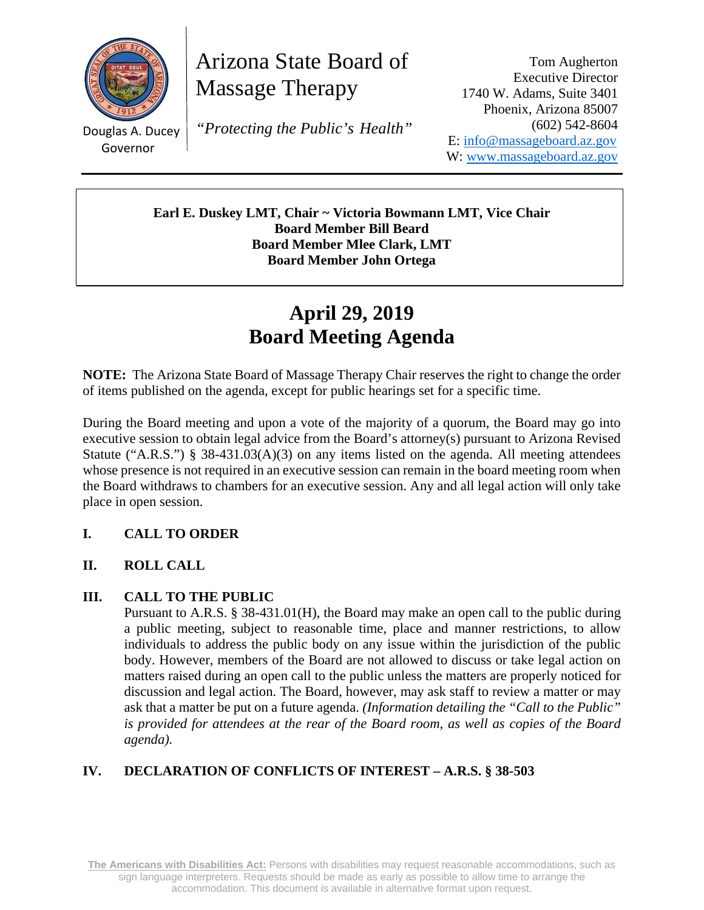Douglas A. Ducey
Governor

# Arizona State Board of Massage Therapy

*"Protecting the Public's Health"*

Tom Augherton
Executive Director
1740 W. Adams, Suite 3401
Phoenix, Arizona 85007
(602) 542-8604
E: info@massageboard.az.gov
W: www.massageboard.az.gov

**Earl E. Duskey LMT, Chair ~ Victoria Bowmann LMT, Vice Chair**
**Board Member Bill Beard**
**Board Member Mlee Clark, LMT**
**Board Member John Ortega**

# April 29, 2019
# Board Meeting Agenda

**NOTE:** The Arizona State Board of Massage Therapy Chair reserves the right to change the order of items published on the agenda, except for public hearings set for a specific time.

During the Board meeting and upon a vote of the majority of a quorum, the Board may go into executive session to obtain legal advice from the Board's attorney(s) pursuant to Arizona Revised Statute ("A.R.S.") § 38-431.03(A)(3) on any items listed on the agenda. All meeting attendees whose presence is not required in an executive session can remain in the board meeting room when the Board withdraws to chambers for an executive session. Any and all legal action will only take place in open session.

## I. CALL TO ORDER

## II. ROLL CALL

## III. CALL TO THE PUBLIC

Pursuant to A.R.S. § 38-431.01(H), the Board may make an open call to the public during a public meeting, subject to reasonable time, place and manner restrictions, to allow individuals to address the public body on any issue within the jurisdiction of the public body. However, members of the Board are not allowed to discuss or take legal action on matters raised during an open call to the public unless the matters are properly noticed for discussion and legal action. The Board, however, may ask staff to review a matter or may ask that a matter be put on a future agenda. *(Information detailing the "Call to the Public" is provided for attendees at the rear of the Board room, as well as copies of the Board agenda).*

## IV. DECLARATION OF CONFLICTS OF INTEREST – A.R.S. § 38-503

**The Americans with Disabilities Act:** Persons with disabilities may request reasonable accommodations, such as sign language interpreters. Requests should be made as early as possible to allow time to arrange the accommodation. This document is available in alternative format upon request.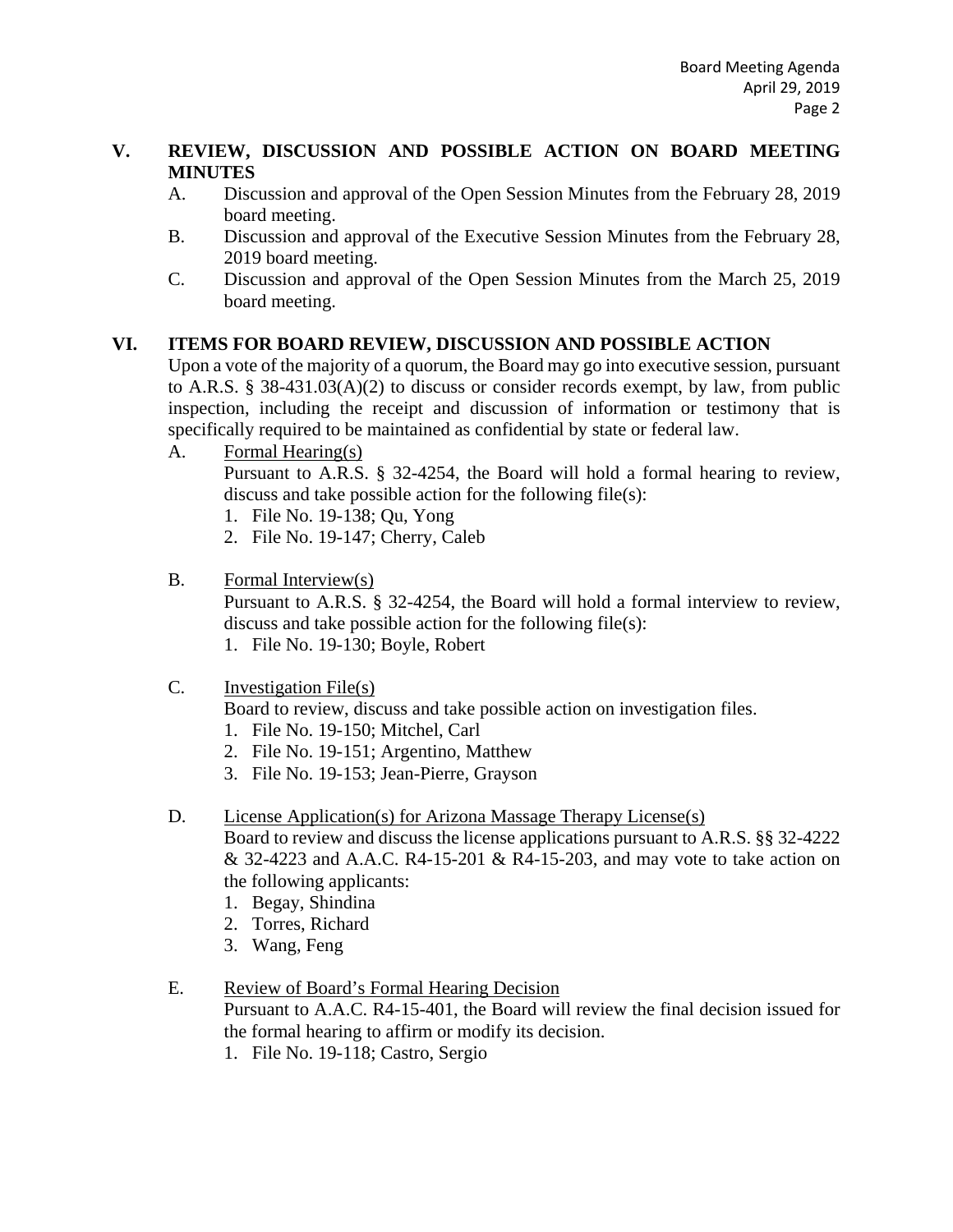## V. REVIEW, DISCUSSION AND POSSIBLE ACTION ON BOARD MEETING MINUTES

A. Discussion and approval of the Open Session Minutes from the February 28, 2019 board meeting.

B. Discussion and approval of the Executive Session Minutes from the February 28, 2019 board meeting.

C. Discussion and approval of the Open Session Minutes from the March 25, 2019 board meeting.

## VI. ITEMS FOR BOARD REVIEW, DISCUSSION AND POSSIBLE ACTION

Upon a vote of the majority of a quorum, the Board may go into executive session, pursuant to A.R.S. § 38-431.03(A)(2) to discuss or consider records exempt, by law, from public inspection, including the receipt and discussion of information or testimony that is specifically required to be maintained as confidential by state or federal law.

A. <u>Formal Hearing(s)</u>

Pursuant to A.R.S. § 32-4254, the Board will hold a formal hearing to review, discuss and take possible action for the following file(s):

1. File No. 19-138; Qu, Yong
2. File No. 19-147; Cherry, Caleb

B. <u>Formal Interview(s)</u>

Pursuant to A.R.S. § 32-4254, the Board will hold a formal interview to review, discuss and take possible action for the following file(s):

1. File No. 19-130; Boyle, Robert

C. <u>Investigation File(s)</u>

Board to review, discuss and take possible action on investigation files.

1. File No. 19-150; Mitchel, Carl
2. File No. 19-151; Argentino, Matthew
3. File No. 19-153; Jean-Pierre, Grayson

D. <u>License Application(s) for Arizona Massage Therapy License(s)</u>

Board to review and discuss the license applications pursuant to A.R.S. §§ 32-4222 & 32-4223 and A.A.C. R4-15-201 & R4-15-203, and may vote to take action on the following applicants:

1. Begay, Shindina
2. Torres, Richard
3. Wang, Feng

E. <u>Review of Board's Formal Hearing Decision</u>

Pursuant to A.A.C. R4-15-401, the Board will review the final decision issued for the formal hearing to affirm or modify its decision.

1. File No. 19-118; Castro, Sergio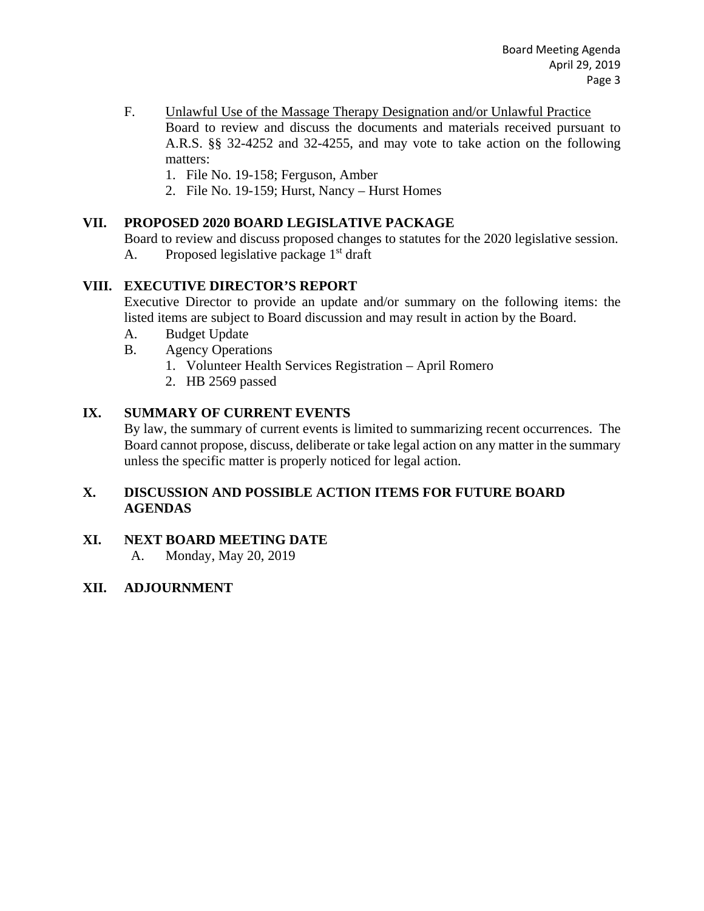F. <u>Unlawful Use of the Massage Therapy Designation and/or Unlawful Practice</u>
Board to review and discuss the documents and materials received pursuant to A.R.S. §§ 32-4252 and 32-4255, and may vote to take action on the following matters:

1. File No. 19-158; Ferguson, Amber
2. File No. 19-159; Hurst, Nancy – Hurst Homes

## VII. PROPOSED 2020 BOARD LEGISLATIVE PACKAGE

Board to review and discuss proposed changes to statutes for the 2020 legislative session.

A. Proposed legislative package 1st draft

## VIII. EXECUTIVE DIRECTOR'S REPORT

Executive Director to provide an update and/or summary on the following items: the listed items are subject to Board discussion and may result in action by the Board.

A. Budget Update

B. Agency Operations

1. Volunteer Health Services Registration – April Romero
2. HB 2569 passed

## IX. SUMMARY OF CURRENT EVENTS

By law, the summary of current events is limited to summarizing recent occurrences. The Board cannot propose, discuss, deliberate or take legal action on any matter in the summary unless the specific matter is properly noticed for legal action.

## X. DISCUSSION AND POSSIBLE ACTION ITEMS FOR FUTURE BOARD AGENDAS

## XI. NEXT BOARD MEETING DATE

A. Monday, May 20, 2019

## XII. ADJOURNMENT